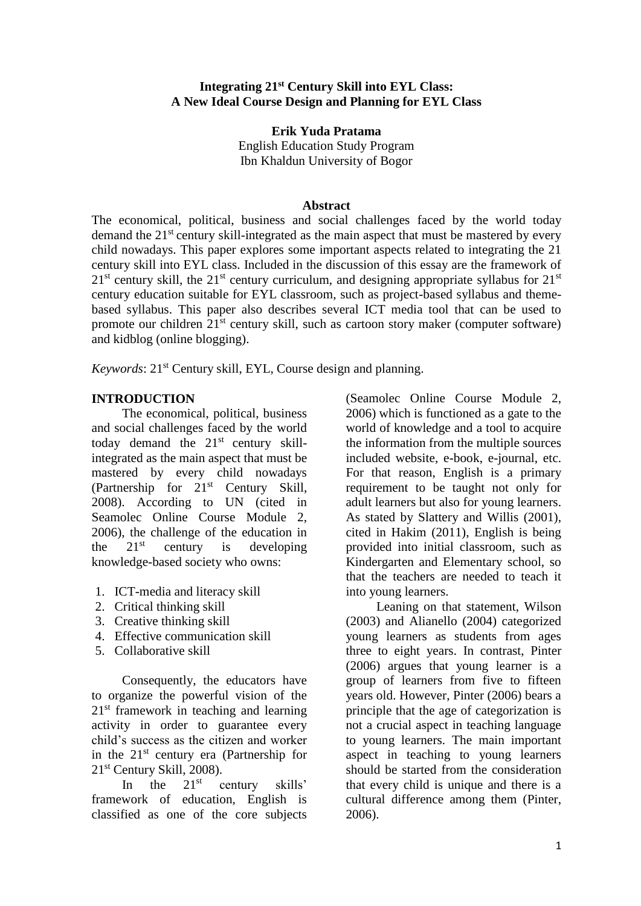# Integrating 21st Century Skill into EYL Class: A New Ideal Course Design and Planning for EYL Class

**Erik Yuda Pratama**
English Education Study Program
Ibn Khaldun University of Bogor

## Abstract

The economical, political, business and social challenges faced by the world today demand the 21st century skill-integrated as the main aspect that must be mastered by every child nowadays. This paper explores some important aspects related to integrating the 21 century skill into EYL class. Included in the discussion of this essay are the framework of 21st century skill, the 21st century curriculum, and designing appropriate syllabus for 21st century education suitable for EYL classroom, such as project-based syllabus and theme-based syllabus. This paper also describes several ICT media tool that can be used to promote our children 21st century skill, such as cartoon story maker (computer software) and kidblog (online blogging).

*Keywords*: 21st Century skill, EYL, Course design and planning.

## INTRODUCTION

The economical, political, business and social challenges faced by the world today demand the 21st century skill-integrated as the main aspect that must be mastered by every child nowadays (Partnership for 21st Century Skill, 2008). According to UN (cited in Seamolec Online Course Module 2, 2006), the challenge of the education in the 21st century is developing knowledge-based society who owns:

1. ICT-media and literacy skill
2. Critical thinking skill
3. Creative thinking skill
4. Effective communication skill
5. Collaborative skill

Consequently, the educators have to organize the powerful vision of the 21st framework in teaching and learning activity in order to guarantee every child's success as the citizen and worker in the 21st century era (Partnership for 21st Century Skill, 2008).

In the 21st century skills' framework of education, English is classified as one of the core subjects (Seamolec Online Course Module 2, 2006) which is functioned as a gate to the world of knowledge and a tool to acquire the information from the multiple sources included website, e-book, e-journal, etc. For that reason, English is a primary requirement to be taught not only for adult learners but also for young learners. As stated by Slattery and Willis (2001), cited in Hakim (2011), English is being provided into initial classroom, such as Kindergarten and Elementary school, so that the teachers are needed to teach it into young learners.

Leaning on that statement, Wilson (2003) and Alianello (2004) categorized young learners as students from ages three to eight years. In contrast, Pinter (2006) argues that young learner is a group of learners from five to fifteen years old. However, Pinter (2006) bears a principle that the age of categorization is not a crucial aspect in teaching language to young learners. The main important aspect in teaching to young learners should be started from the consideration that every child is unique and there is a cultural difference among them (Pinter, 2006).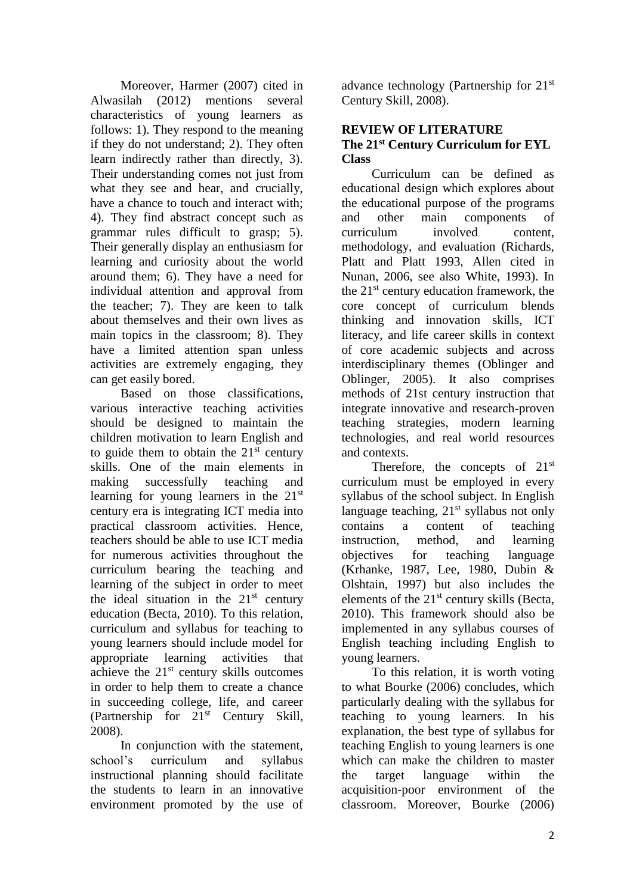Moreover, Harmer (2007) cited in Alwasilah (2012) mentions several characteristics of young learners as follows: 1). They respond to the meaning if they do not understand; 2). They often learn indirectly rather than directly, 3). Their understanding comes not just from what they see and hear, and crucially, have a chance to touch and interact with; 4). They find abstract concept such as grammar rules difficult to grasp; 5). Their generally display an enthusiasm for learning and curiosity about the world around them; 6). They have a need for individual attention and approval from the teacher; 7). They are keen to talk about themselves and their own lives as main topics in the classroom; 8). They have a limited attention span unless activities are extremely engaging, they can get easily bored.

Based on those classifications, various interactive teaching activities should be designed to maintain the children motivation to learn English and to guide them to obtain the 21st century skills. One of the main elements in making successfully teaching and learning for young learners in the 21st century era is integrating ICT media into practical classroom activities. Hence, teachers should be able to use ICT media for numerous activities throughout the curriculum bearing the teaching and learning of the subject in order to meet the ideal situation in the 21st century education (Becta, 2010). To this relation, curriculum and syllabus for teaching to young learners should include model for appropriate learning activities that achieve the 21st century skills outcomes in order to help them to create a chance in succeeding college, life, and career (Partnership for 21st Century Skill, 2008).

In conjunction with the statement, school's curriculum and syllabus instructional planning should facilitate the students to learn in an innovative environment promoted by the use of advance technology (Partnership for 21st Century Skill, 2008).

## REVIEW OF LITERATURE

### The 21st Century Curriculum for EYL Class

Curriculum can be defined as educational design which explores about the educational purpose of the programs and other main components of curriculum involved content, methodology, and evaluation (Richards, Platt and Platt 1993, Allen cited in Nunan, 2006, see also White, 1993). In the 21st century education framework, the core concept of curriculum blends thinking and innovation skills, ICT literacy, and life career skills in context of core academic subjects and across interdisciplinary themes (Oblinger and Oblinger, 2005). It also comprises methods of 21st century instruction that integrate innovative and research-proven teaching strategies, modern learning technologies, and real world resources and contexts.

Therefore, the concepts of 21st curriculum must be employed in every syllabus of the school subject. In English language teaching, 21st syllabus not only contains a content of teaching instruction, method, and learning objectives for teaching language (Krhanke, 1987, Lee, 1980, Dubin & Olshtain, 1997) but also includes the elements of the 21st century skills (Becta, 2010). This framework should also be implemented in any syllabus courses of English teaching including English to young learners.

To this relation, it is worth voting to what Bourke (2006) concludes, which particularly dealing with the syllabus for teaching to young learners. In his explanation, the best type of syllabus for teaching English to young learners is one which can make the children to master the target language within the acquisition-poor environment of the classroom. Moreover, Bourke (2006)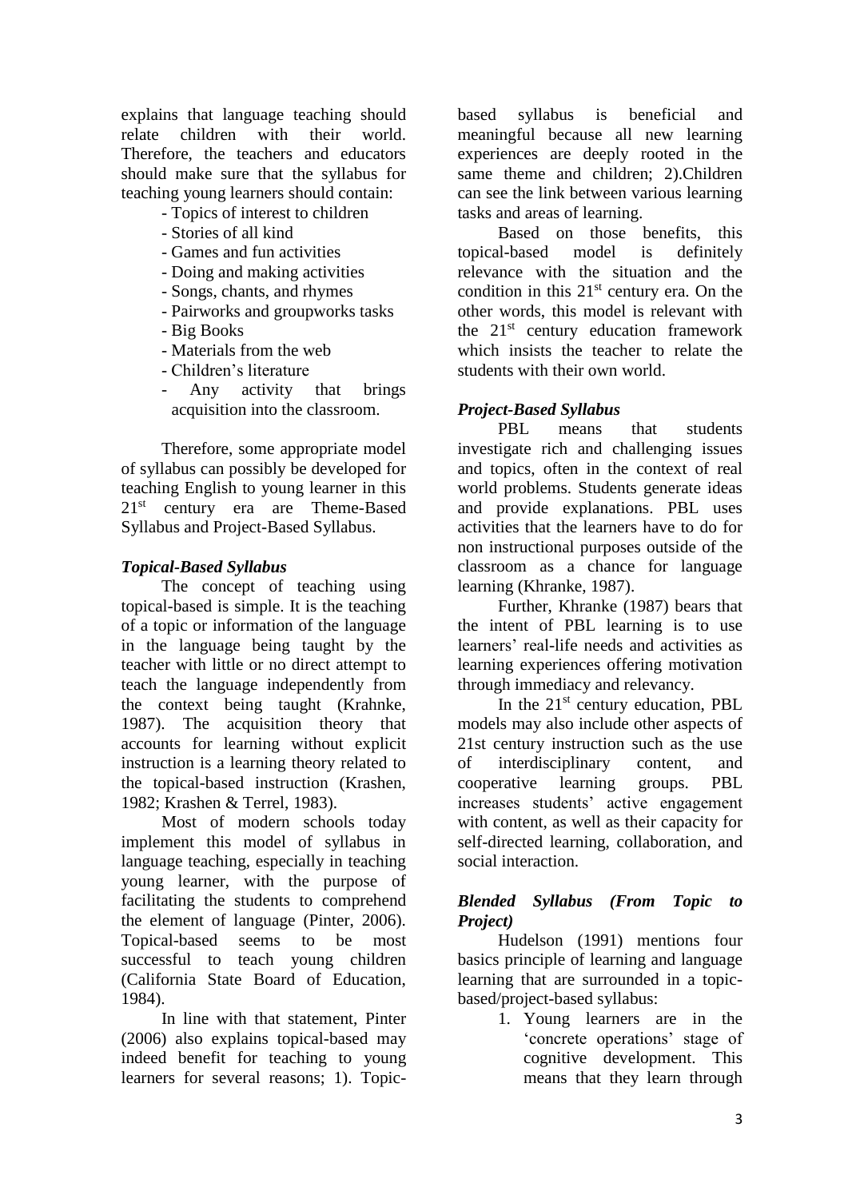explains that language teaching should relate children with their world. Therefore, the teachers and educators should make sure that the syllabus for teaching young learners should contain:

- Topics of interest to children
- Stories of all kind
- Games and fun activities
- Doing and making activities
- Songs, chants, and rhymes
- Pairworks and groupworks tasks
- Big Books
- Materials from the web
- Children's literature
- Any activity that brings acquisition into the classroom.

Therefore, some appropriate model of syllabus can possibly be developed for teaching English to young learner in this 21st century era are Theme-Based Syllabus and Project-Based Syllabus.

### *Topical-Based Syllabus*

The concept of teaching using topical-based is simple. It is the teaching of a topic or information of the language in the language being taught by the teacher with little or no direct attempt to teach the language independently from the context being taught (Krahnke, 1987). The acquisition theory that accounts for learning without explicit instruction is a learning theory related to the topical-based instruction (Krashen, 1982; Krashen & Terrel, 1983).

Most of modern schools today implement this model of syllabus in language teaching, especially in teaching young learner, with the purpose of facilitating the students to comprehend the element of language (Pinter, 2006). Topical-based seems to be most successful to teach young children (California State Board of Education, 1984).

In line with that statement, Pinter (2006) also explains topical-based may indeed benefit for teaching to young learners for several reasons; 1). Topic-based syllabus is beneficial and meaningful because all new learning experiences are deeply rooted in the same theme and children; 2).Children can see the link between various learning tasks and areas of learning.

Based on those benefits, this topical-based model is definitely relevance with the situation and the condition in this 21st century era. On the other words, this model is relevant with the 21st century education framework which insists the teacher to relate the students with their own world.

### *Project-Based Syllabus*

PBL means that students investigate rich and challenging issues and topics, often in the context of real world problems. Students generate ideas and provide explanations. PBL uses activities that the learners have to do for non instructional purposes outside of the classroom as a chance for language learning (Khranke, 1987).

Further, Khranke (1987) bears that the intent of PBL learning is to use learners' real-life needs and activities as learning experiences offering motivation through immediacy and relevancy.

In the 21st century education, PBL models may also include other aspects of 21st century instruction such as the use of interdisciplinary content, and cooperative learning groups. PBL increases students' active engagement with content, as well as their capacity for self-directed learning, collaboration, and social interaction.

### *Blended Syllabus (From Topic to Project)*

Hudelson (1991) mentions four basics principle of learning and language learning that are surrounded in a topic-based/project-based syllabus:

1. Young learners are in the 'concrete operations' stage of cognitive development. This means that they learn through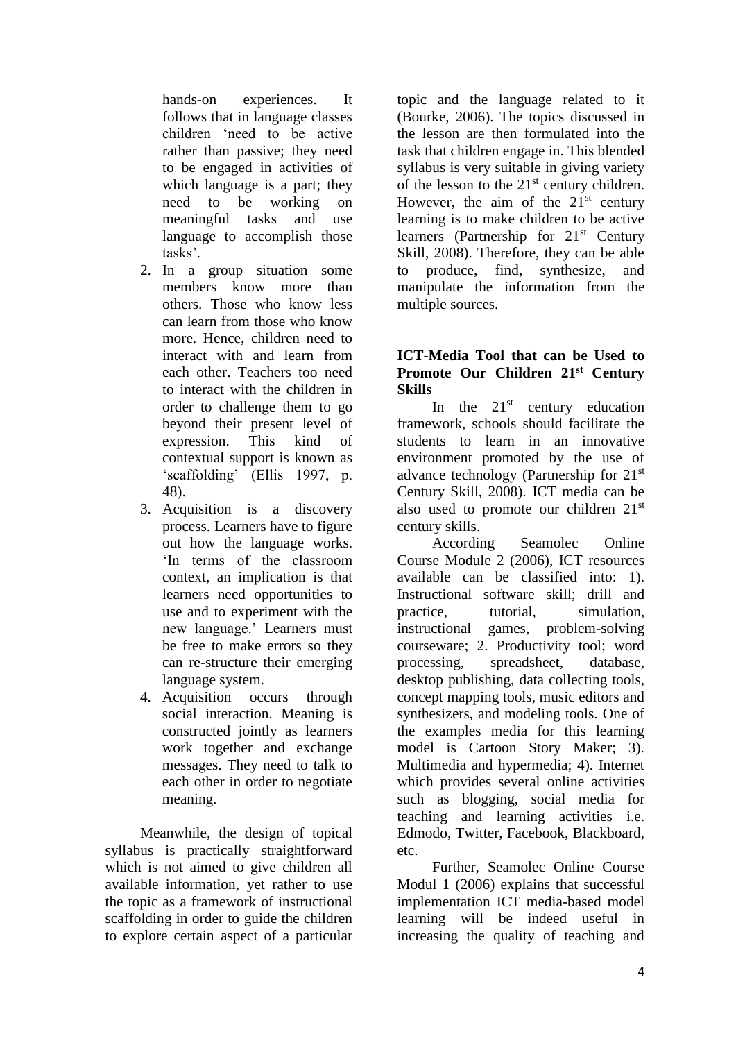hands-on experiences. It follows that in language classes children 'need to be active rather than passive; they need to be engaged in activities of which language is a part; they need to be working on meaningful tasks and use language to accomplish those tasks'.

2. In a group situation some members know more than others. Those who know less can learn from those who know more. Hence, children need to interact with and learn from each other. Teachers too need to interact with the children in order to challenge them to go beyond their present level of expression. This kind of contextual support is known as 'scaffolding' (Ellis 1997, p. 48).
3. Acquisition is a discovery process. Learners have to figure out how the language works. 'In terms of the classroom context, an implication is that learners need opportunities to use and to experiment with the new language.' Learners must be free to make errors so they can re-structure their emerging language system.
4. Acquisition occurs through social interaction. Meaning is constructed jointly as learners work together and exchange messages. They need to talk to each other in order to negotiate meaning.

Meanwhile, the design of topical syllabus is practically straightforward which is not aimed to give children all available information, yet rather to use the topic as a framework of instructional scaffolding in order to guide the children to explore certain aspect of a particular topic and the language related to it (Bourke, 2006). The topics discussed in the lesson are then formulated into the task that children engage in. This blended syllabus is very suitable in giving variety of the lesson to the 21st century children. However, the aim of the 21st century learning is to make children to be active learners (Partnership for 21st Century Skill, 2008). Therefore, they can be able to produce, find, synthesize, and manipulate the information from the multiple sources.

## ICT-Media Tool that can be Used to Promote Our Children 21st Century Skills

In the 21st century education framework, schools should facilitate the students to learn in an innovative environment promoted by the use of advance technology (Partnership for 21st Century Skill, 2008). ICT media can be also used to promote our children 21st century skills.

According Seamolec Online Course Module 2 (2006), ICT resources available can be classified into: 1). Instructional software skill; drill and practice, tutorial, simulation, instructional games, problem-solving courseware; 2. Productivity tool; word processing, spreadsheet, database, desktop publishing, data collecting tools, concept mapping tools, music editors and synthesizers, and modeling tools. One of the examples media for this learning model is Cartoon Story Maker; 3). Multimedia and hypermedia; 4). Internet which provides several online activities such as blogging, social media for teaching and learning activities i.e. Edmodo, Twitter, Facebook, Blackboard, etc.

Further, Seamolec Online Course Modul 1 (2006) explains that successful implementation ICT media-based model learning will be indeed useful in increasing the quality of teaching and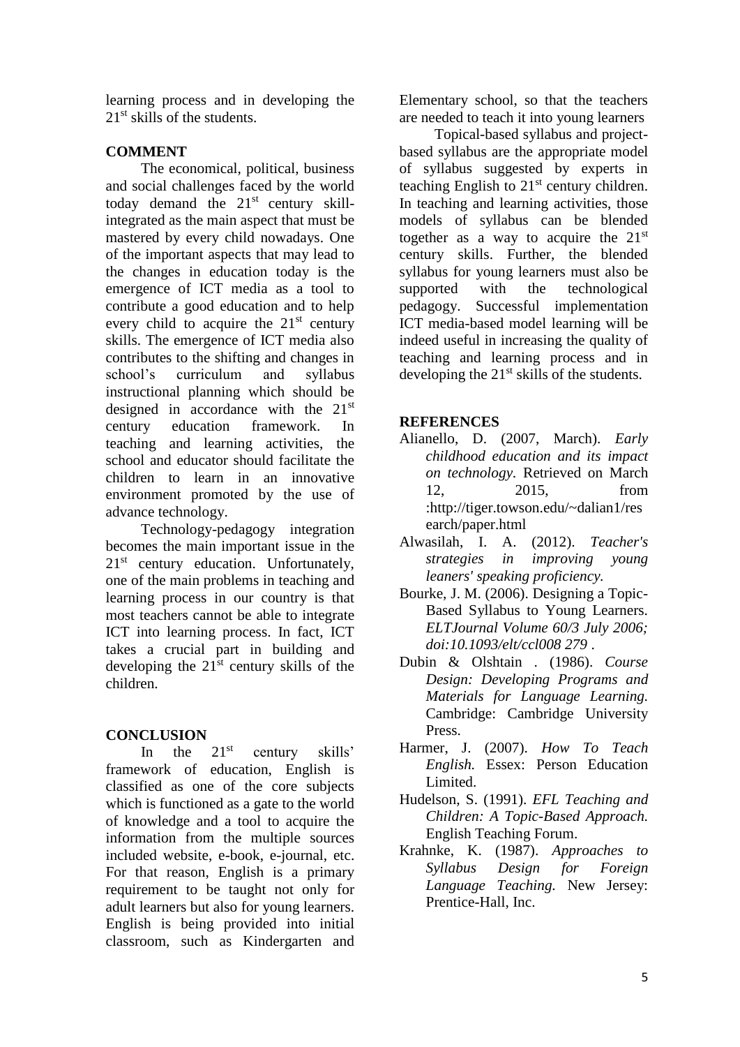learning process and in developing the 21st skills of the students.

## COMMENT

The economical, political, business and social challenges faced by the world today demand the 21st century skill-integrated as the main aspect that must be mastered by every child nowadays. One of the important aspects that may lead to the changes in education today is the emergence of ICT media as a tool to contribute a good education and to help every child to acquire the 21st century skills. The emergence of ICT media also contributes to the shifting and changes in school's curriculum and syllabus instructional planning which should be designed in accordance with the 21st century education framework. In teaching and learning activities, the school and educator should facilitate the children to learn in an innovative environment promoted by the use of advance technology.

Technology-pedagogy integration becomes the main important issue in the 21st century education. Unfortunately, one of the main problems in teaching and learning process in our country is that most teachers cannot be able to integrate ICT into learning process. In fact, ICT takes a crucial part in building and developing the 21st century skills of the children.

## CONCLUSION

In the 21st century skills' framework of education, English is classified as one of the core subjects which is functioned as a gate to the world of knowledge and a tool to acquire the information from the multiple sources included website, e-book, e-journal, etc. For that reason, English is a primary requirement to be taught not only for adult learners but also for young learners. English is being provided into initial classroom, such as Kindergarten and Elementary school, so that the teachers are needed to teach it into young learners

Topical-based syllabus and project-based syllabus are the appropriate model of syllabus suggested by experts in teaching English to 21st century children. In teaching and learning activities, those models of syllabus can be blended together as a way to acquire the 21st century skills. Further, the blended syllabus for young learners must also be supported with the technological pedagogy. Successful implementation ICT media-based model learning will be indeed useful in increasing the quality of teaching and learning process and in developing the 21st skills of the students.

## REFERENCES

Alianello, D. (2007, March). *Early childhood education and its impact on technology*. Retrieved on March 12, 2015, from :http://tiger.towson.edu/~dalian1/research/paper.html

Alwasilah, I. A. (2012). *Teacher's strategies in improving young leaners' speaking proficiency.*

Bourke, J. M. (2006). Designing a Topic-Based Syllabus to Young Learners. *ELTJournal Volume 60/3 July 2006; doi:10.1093/elt/ccl008 279* .

Dubin & Olshtain . (1986). *Course Design: Developing Programs and Materials for Language Learning.* Cambridge: Cambridge University Press.

Harmer, J. (2007). *How To Teach English.* Essex: Person Education Limited.

Hudelson, S. (1991). *EFL Teaching and Children: A Topic-Based Approach.* English Teaching Forum.

Krahnke, K. (1987). *Approaches to Syllabus Design for Foreign Language Teaching.* New Jersey: Prentice-Hall, Inc.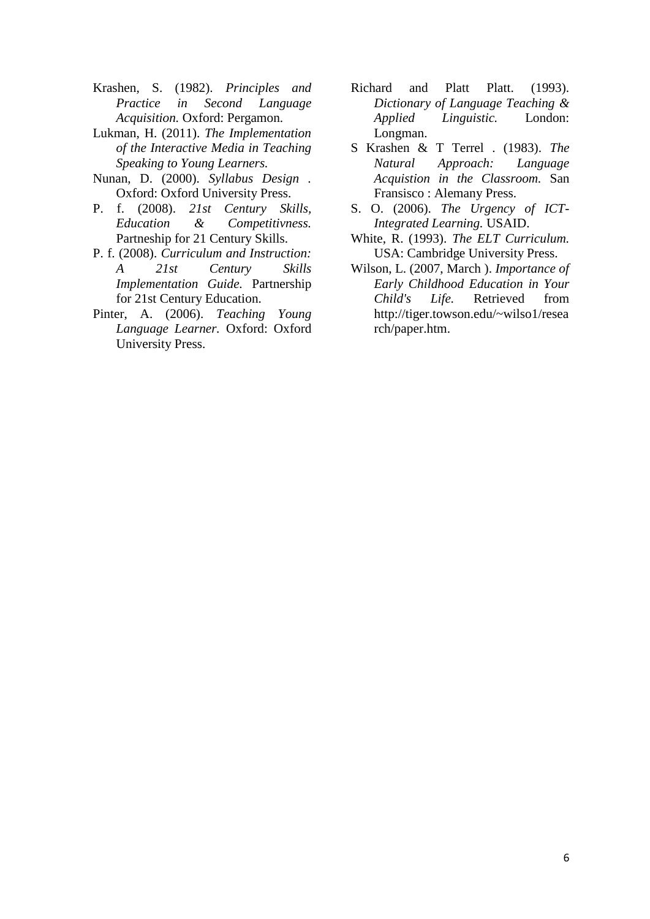Krashen, S. (1982). *Principles and Practice in Second Language Acquisition.* Oxford: Pergamon.

Lukman, H. (2011). *The Implementation of the Interactive Media in Teaching Speaking to Young Learners.*

Nunan, D. (2000). *Syllabus Design* . Oxford: Oxford University Press.

P. f. (2008). *21st Century Skills, Education & Competitivness.* Partneship for 21 Century Skills.

P. f. (2008). *Curriculum and Instruction: A 21st Century Skills Implementation Guide.* Partnership for 21st Century Education.

Pinter, A. (2006). *Teaching Young Language Learner.* Oxford: Oxford University Press.

Richard and Platt Platt. (1993). *Dictionary of Language Teaching & Applied Linguistic.* London: Longman.

S Krashen & T Terrel . (1983). *The Natural Approach: Language Acquistion in the Classroom.* San Fransisco : Alemany Press.

S. O. (2006). *The Urgency of ICT-Integrated Learning.* USAID.

White, R. (1993). *The ELT Curriculum.* USA: Cambridge University Press.

Wilson, L. (2007, March ). *Importance of Early Childhood Education in Your Child's Life.* Retrieved from http://tiger.towson.edu/~wilso1/research/paper.htm.